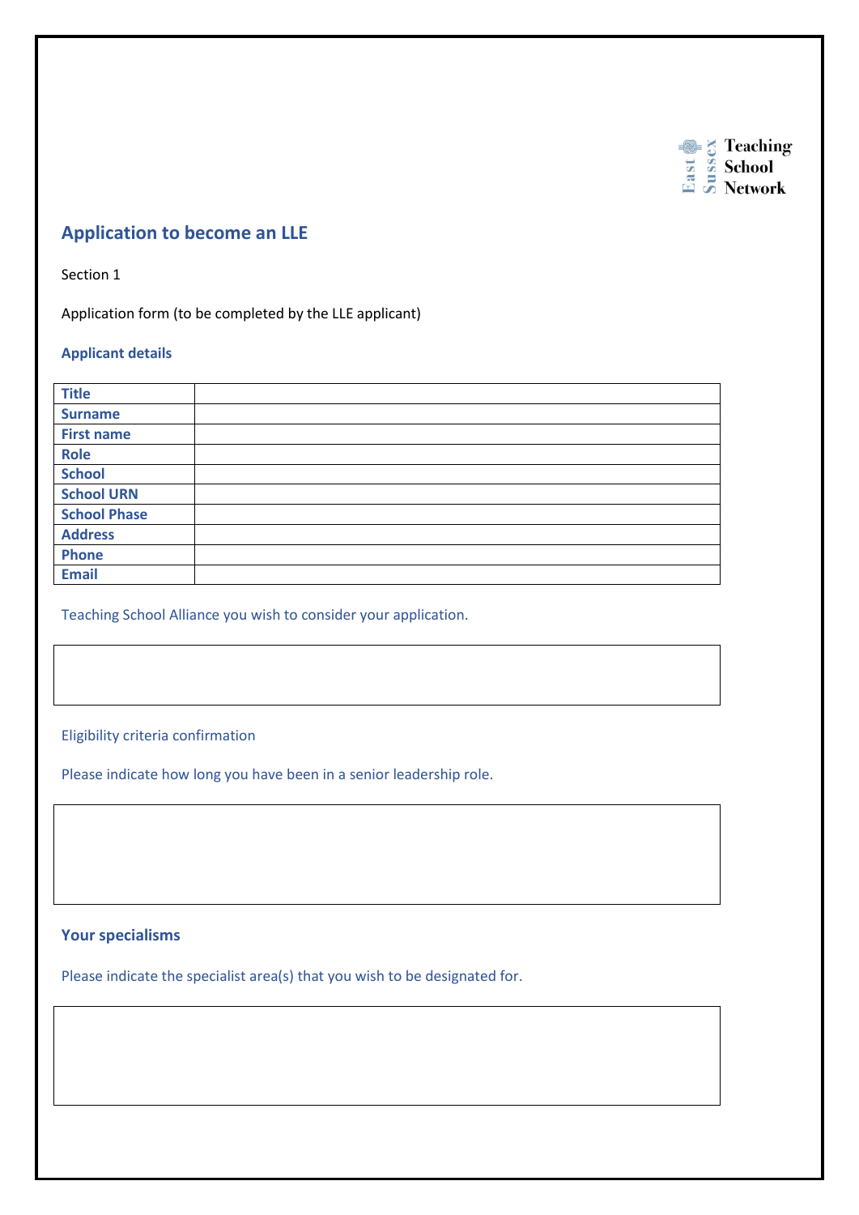East Sussex Teaching School Network

## Application to become an LLE

Section 1

Application form (to be completed by the LLE applicant)

### Applicant details

| Title | |
|---|---|
| Surname | |
| First name | |
| Role | |
| School | |
| School URN | |
| School Phase | |
| Address | |
| Phone | |
| Email | |

Teaching School Alliance you wish to consider your application.

| |
|---|
| |

Eligibility criteria confirmation

Please indicate how long you have been in a senior leadership role.

| |
|---|
| |

### Your specialisms

Please indicate the specialist area(s) that you wish to be designated for.

| |
|---|
| |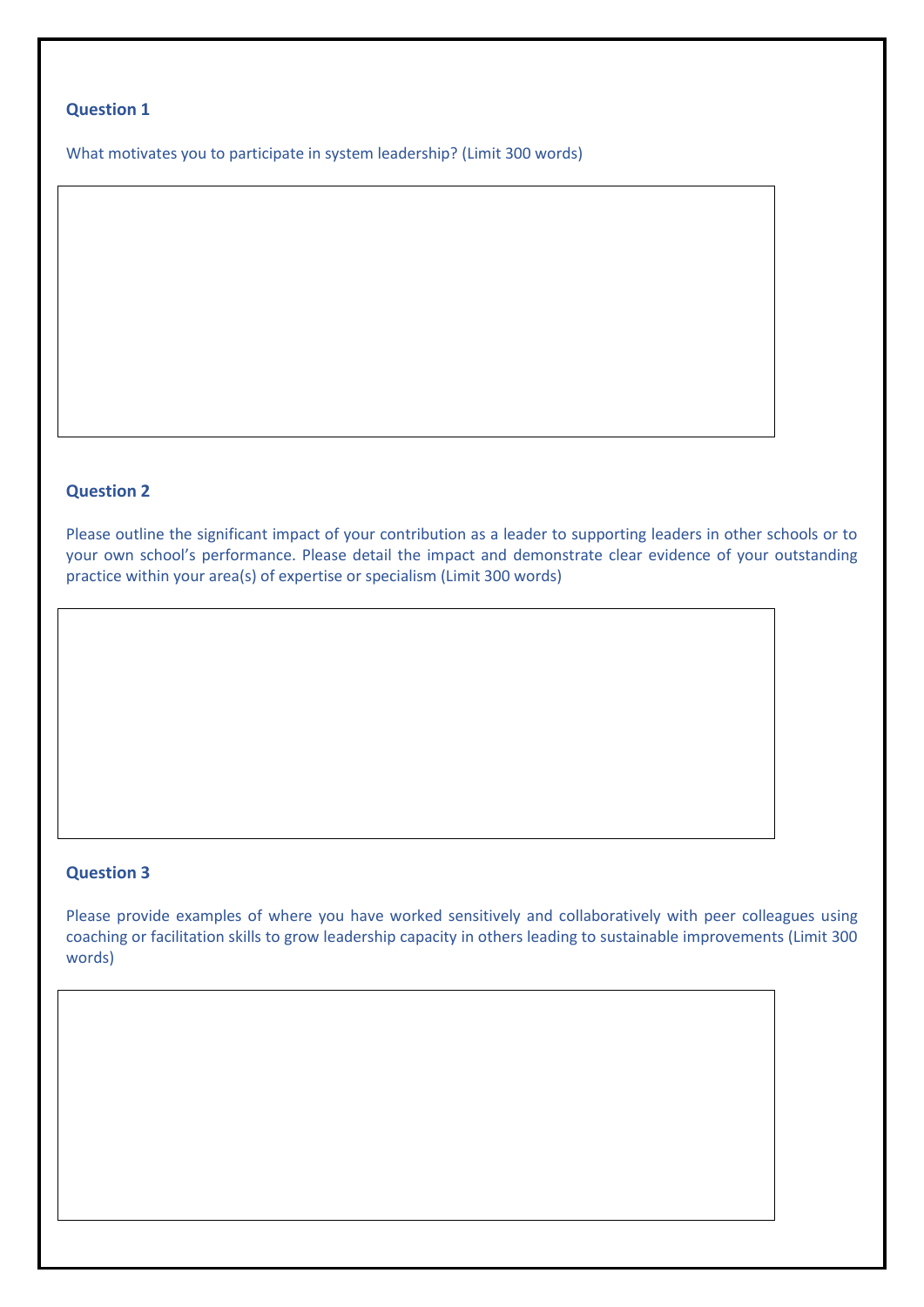**Question 1**

What motivates you to participate in system leadership? (Limit 300 words)

**Question 2**

Please outline the significant impact of your contribution as a leader to supporting leaders in other schools or to your own school's performance. Please detail the impact and demonstrate clear evidence of your outstanding practice within your area(s) of expertise or specialism (Limit 300 words)

**Question 3**

Please provide examples of where you have worked sensitively and collaboratively with peer colleagues using coaching or facilitation skills to grow leadership capacity in others leading to sustainable improvements (Limit 300 words)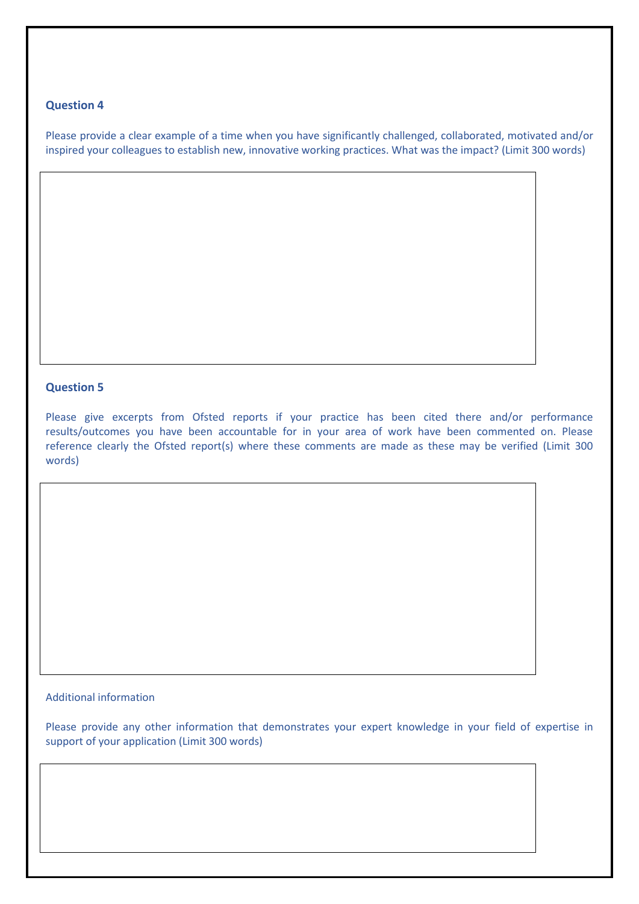**Question 4**

Please provide a clear example of a time when you have significantly challenged, collaborated, motivated and/or inspired your colleagues to establish new, innovative working practices. What was the impact? (Limit 300 words)

**Question 5**

Please give excerpts from Ofsted reports if your practice has been cited there and/or performance results/outcomes you have been accountable for in your area of work have been commented on. Please reference clearly the Ofsted report(s) where these comments are made as these may be verified (Limit 300 words)

Additional information

Please provide any other information that demonstrates your expert knowledge in your field of expertise in support of your application (Limit 300 words)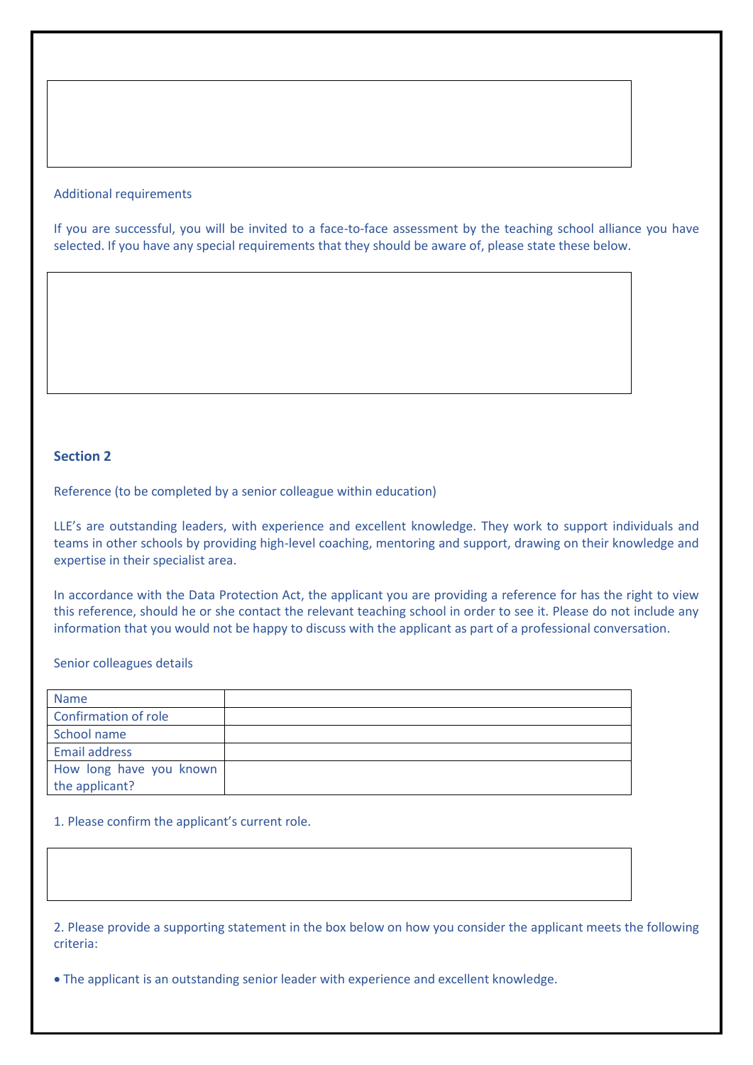Additional requirements

If you are successful, you will be invited to a face-to-face assessment by the teaching school alliance you have selected. If you have any special requirements that they should be aware of, please state these below.

**Section 2**

Reference (to be completed by a senior colleague within education)

LLE's are outstanding leaders, with experience and excellent knowledge. They work to support individuals and teams in other schools by providing high-level coaching, mentoring and support, drawing on their knowledge and expertise in their specialist area.

In accordance with the Data Protection Act, the applicant you are providing a reference for has the right to view this reference, should he or she contact the relevant teaching school in order to see it. Please do not include any information that you would not be happy to discuss with the applicant as part of a professional conversation.

Senior colleagues details

| | |
|---|---|
| Name | |
| Confirmation of role | |
| School name | |
| Email address | |
| How long have you known the applicant? | |

1. Please confirm the applicant's current role.

2. Please provide a supporting statement in the box below on how you consider the applicant meets the following criteria:

- The applicant is an outstanding senior leader with experience and excellent knowledge.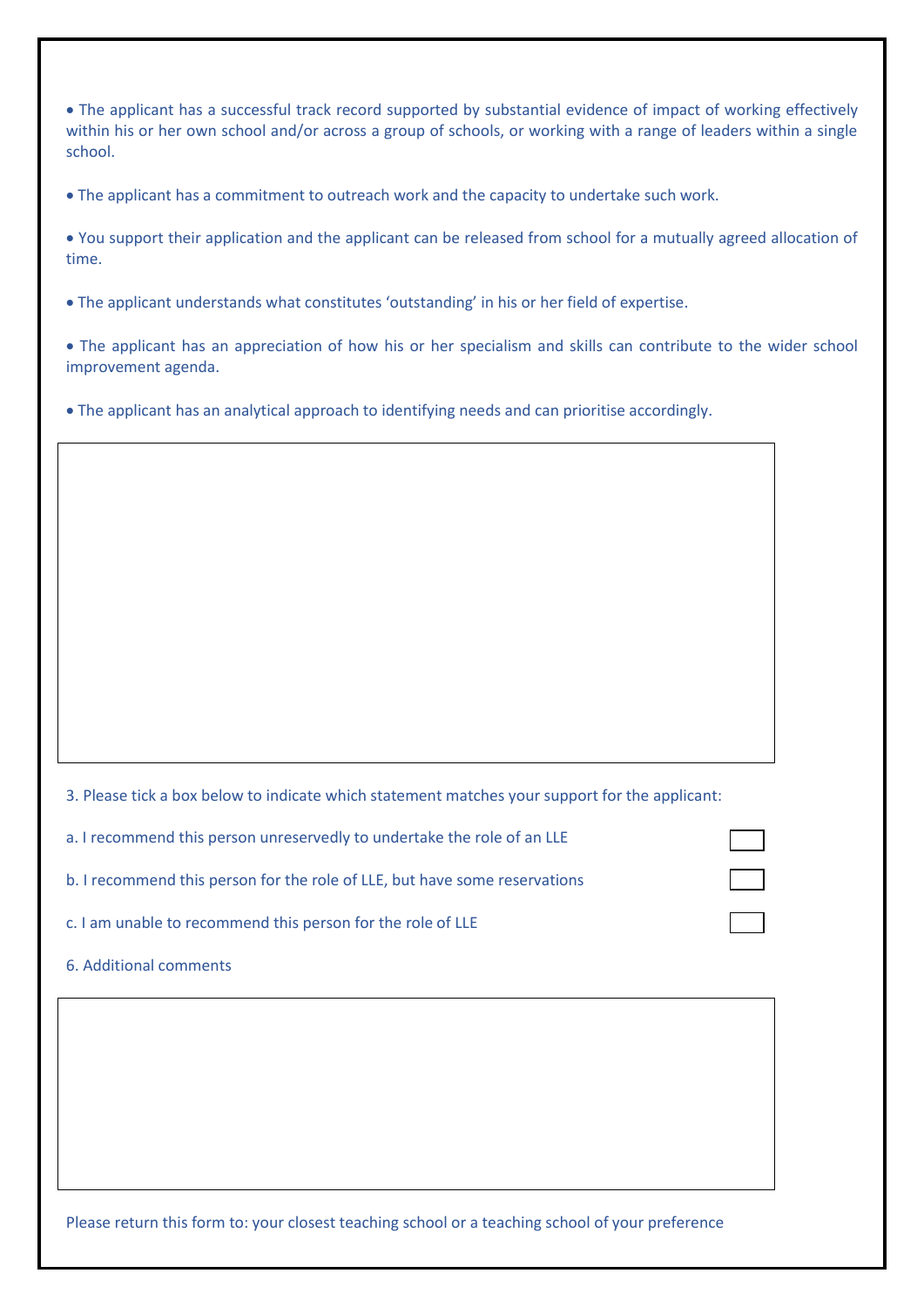- The applicant has a successful track record supported by substantial evidence of impact of working effectively within his or her own school and/or across a group of schools, or working with a range of leaders within a single school.

- The applicant has a commitment to outreach work and the capacity to undertake such work.

- You support their application and the applicant can be released from school for a mutually agreed allocation of time.

- The applicant understands what constitutes 'outstanding' in his or her field of expertise.

- The applicant has an appreciation of how his or her specialism and skills can contribute to the wider school improvement agenda.

- The applicant has an analytical approach to identifying needs and can prioritise accordingly.

| |
|---|
| |

3. Please tick a box below to indicate which statement matches your support for the applicant:

| | |
|---|---|
| a. I recommend this person unreservedly to undertake the role of an LLE | ☐ |
| b. I recommend this person for the role of LLE, but have some reservations | ☐ |
| c. I am unable to recommend this person for the role of LLE | ☐ |

6. Additional comments

| |
|---|
| |

Please return this form to: your closest teaching school or a teaching school of your preference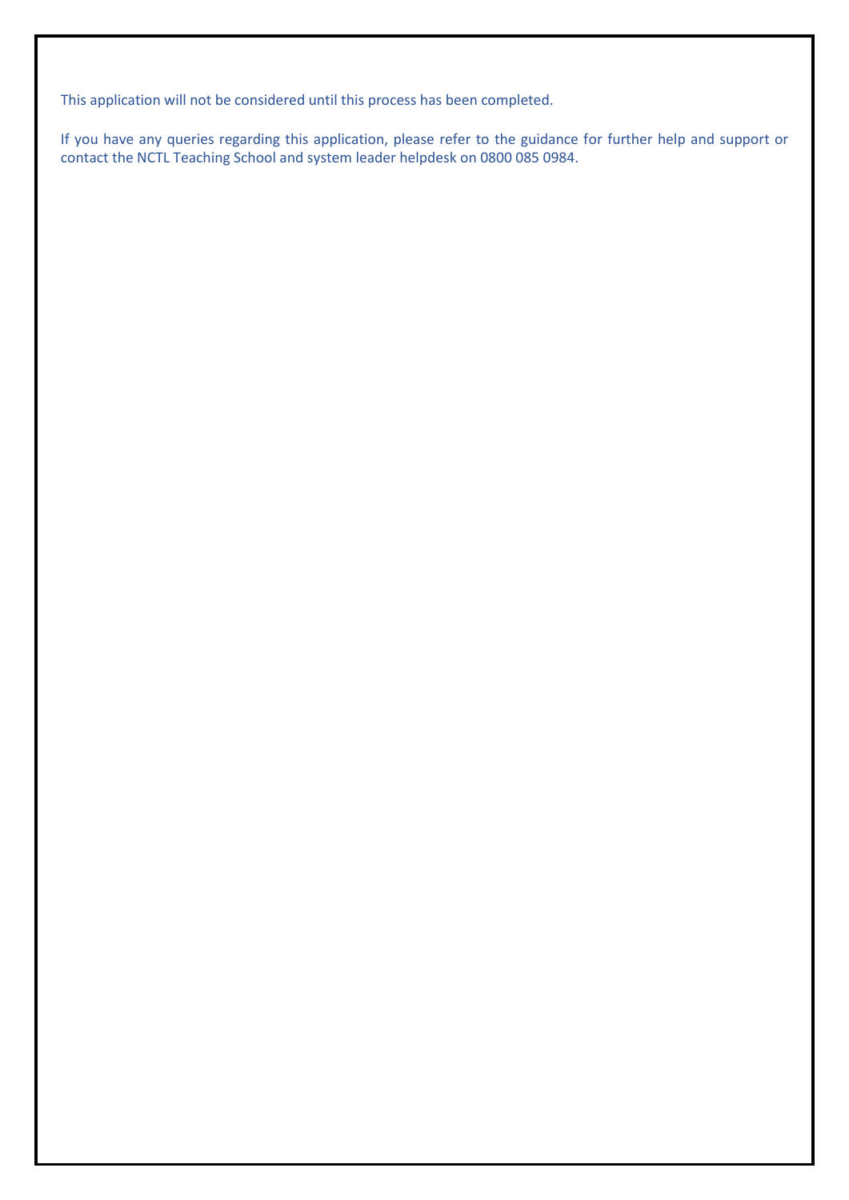This application will not be considered until this process has been completed.

If you have any queries regarding this application, please refer to the guidance for further help and support or contact the NCTL Teaching School and system leader helpdesk on 0800 085 0984.